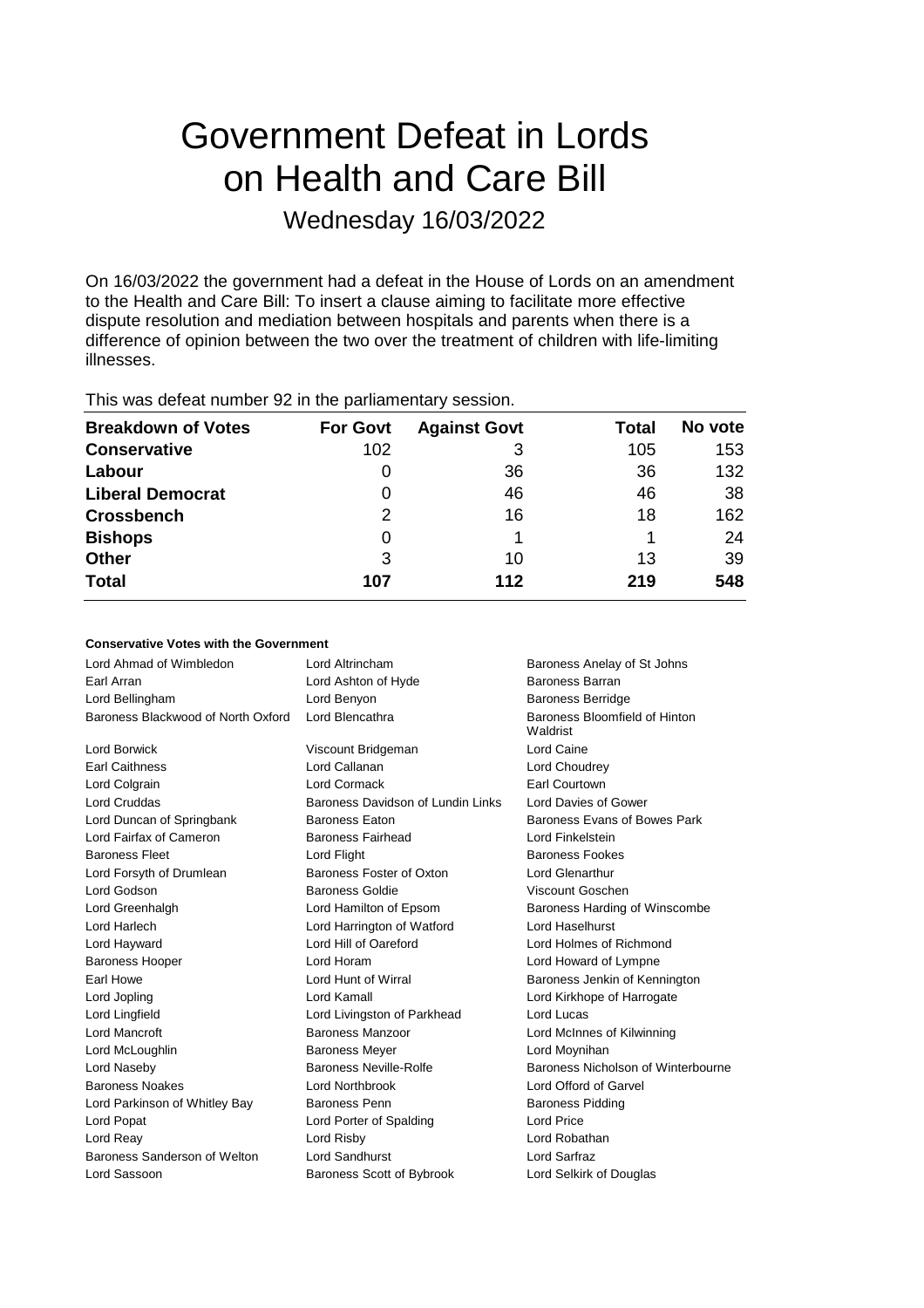# Government Defeat in Lords on Health and Care Bill

## Wednesday 16/03/2022

On 16/03/2022 the government had a defeat in the House of Lords on an amendment to the Health and Care Bill: To insert a clause aiming to facilitate more effective dispute resolution and mediation between hospitals and parents when there is a difference of opinion between the two over the treatment of children with life-limiting illnesses.

This was defeat number 92 in the parliamentary session.

| Breakdown of Votes | For Govt | Against Govt | Total | No vote |
|---|---|---|---|---|
| **Conservative** | 102 | 3 | 105 | 153 |
| **Labour** | 0 | 36 | 36 | 132 |
| **Liberal Democrat** | 0 | 46 | 46 | 38 |
| **Crossbench** | 2 | 16 | 18 | 162 |
| **Bishops** | 0 | 1 | 1 | 24 |
| **Other** | 3 | 10 | 13 | 39 |
| **Total** | **107** | **112** | **219** | **548** |

#### Conservative Votes with the Government

| | | |
|---|---|---|
| Lord Ahmad of Wimbledon | Lord Altrincham | Baroness Anelay of St Johns |
| Earl Arran | Lord Ashton of Hyde | Baroness Barran |
| Lord Bellingham | Lord Benyon | Baroness Berridge |
| Baroness Blackwood of North Oxford | Lord Blencathra | Baroness Bloomfield of Hinton Waldrist |
| Lord Borwick | Viscount Bridgeman | Lord Caine |
| Earl Caithness | Lord Callanan | Lord Choudrey |
| Lord Colgrain | Lord Cormack | Earl Courtown |
| Lord Cruddas | Baroness Davidson of Lundin Links | Lord Davies of Gower |
| Lord Duncan of Springbank | Baroness Eaton | Baroness Evans of Bowes Park |
| Lord Fairfax of Cameron | Baroness Fairhead | Lord Finkelstein |
| Baroness Fleet | Lord Flight | Baroness Fookes |
| Lord Forsyth of Drumlean | Baroness Foster of Oxton | Lord Glenarthur |
| Lord Godson | Baroness Goldie | Viscount Goschen |
| Lord Greenhalgh | Lord Hamilton of Epsom | Baroness Harding of Winscombe |
| Lord Harlech | Lord Harrington of Watford | Lord Haselhurst |
| Lord Hayward | Lord Hill of Oareford | Lord Holmes of Richmond |
| Baroness Hooper | Lord Horam | Lord Howard of Lympne |
| Earl Howe | Lord Hunt of Wirral | Baroness Jenkin of Kennington |
| Lord Jopling | Lord Kamall | Lord Kirkhope of Harrogate |
| Lord Lingfield | Lord Livingston of Parkhead | Lord Lucas |
| Lord Mancroft | Baroness Manzoor | Lord McInnes of Kilwinning |
| Lord McLoughlin | Baroness Meyer | Lord Moynihan |
| Lord Naseby | Baroness Neville-Rolfe | Baroness Nicholson of Winterbourne |
| Baroness Noakes | Lord Northbrook | Lord Offord of Garvel |
| Lord Parkinson of Whitley Bay | Baroness Penn | Baroness Pidding |
| Lord Popat | Lord Porter of Spalding | Lord Price |
| Lord Reay | Lord Risby | Lord Robathan |
| Baroness Sanderson of Welton | Lord Sandhurst | Lord Sarfraz |
| Lord Sassoon | Baroness Scott of Bybrook | Lord Selkirk of Douglas |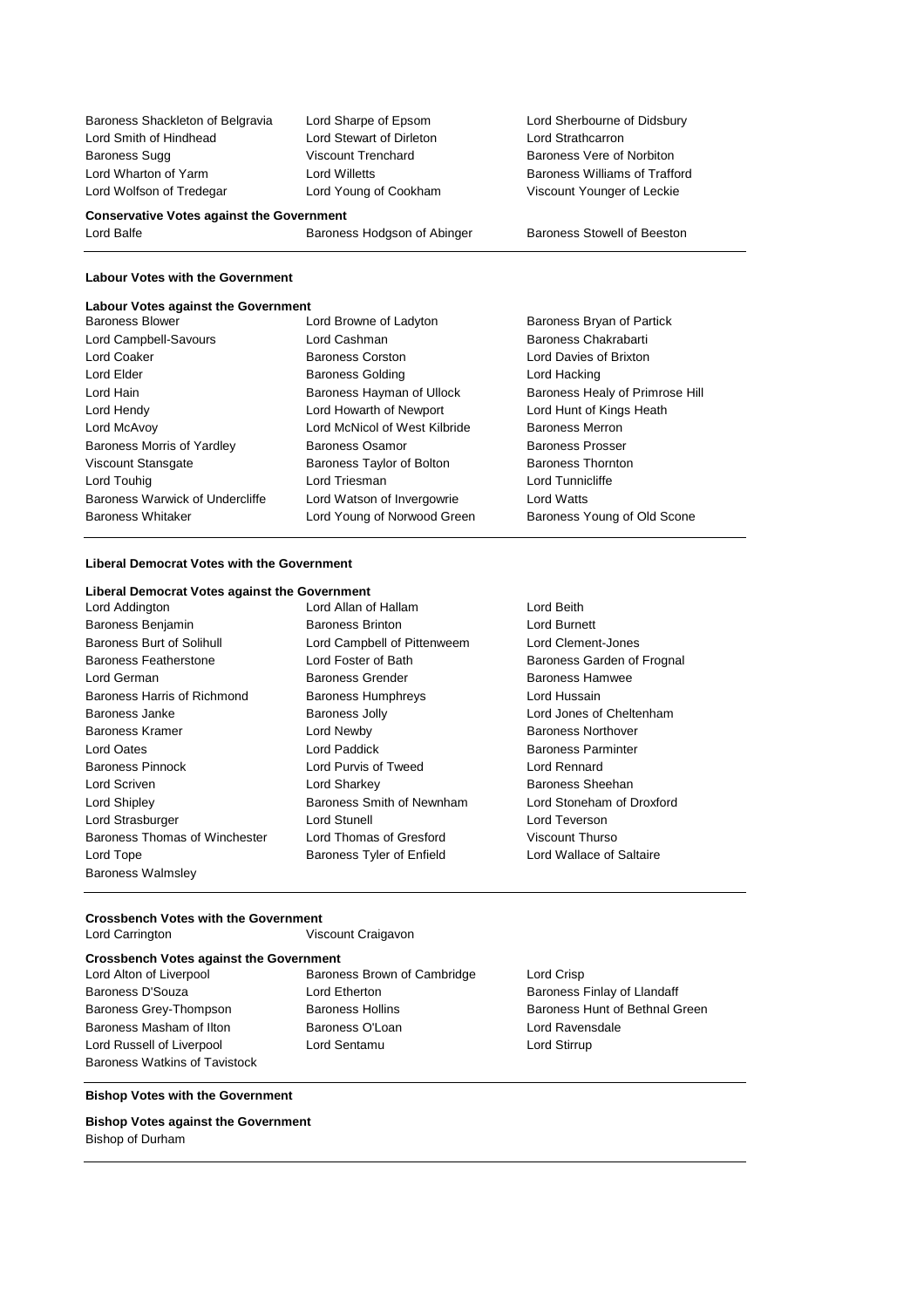Baroness Shackleton of Belgravia
Lord Sharpe of Epsom
Lord Sherbourne of Didsbury
Lord Smith of Hindhead
Lord Stewart of Dirleton
Lord Strathcarron
Baroness Sugg
Viscount Trenchard
Baroness Vere of Norbiton
Lord Wharton of Yarm
Lord Willetts
Baroness Williams of Trafford
Lord Wolfson of Tredegar
Lord Young of Cookham
Viscount Younger of Leckie

**Conservative Votes against the Government**

Lord Balfe
Baroness Hodgson of Abinger
Baroness Stowell of Beeston

---

**Labour Votes with the Government**

**Labour Votes against the Government**

Baroness Blower
Lord Browne of Ladyton
Baroness Bryan of Partick
Lord Campbell-Savours
Lord Cashman
Baroness Chakrabarti
Lord Coaker
Baroness Corston
Lord Davies of Brixton
Lord Elder
Baroness Golding
Lord Hacking
Lord Hain
Baroness Hayman of Ullock
Baroness Healy of Primrose Hill
Lord Hendy
Lord Howarth of Newport
Lord Hunt of Kings Heath
Lord McAvoy
Lord McNicol of West Kilbride
Baroness Merron
Baroness Morris of Yardley
Baroness Osamor
Baroness Prosser
Viscount Stansgate
Baroness Taylor of Bolton
Baroness Thornton
Lord Touhig
Lord Triesman
Lord Tunnicliffe
Baroness Warwick of Undercliffe
Lord Watson of Invergowrie
Lord Watts
Baroness Whitaker
Lord Young of Norwood Green
Baroness Young of Old Scone

---

**Liberal Democrat Votes with the Government**

**Liberal Democrat Votes against the Government**

Lord Addington
Lord Allan of Hallam
Lord Beith
Baroness Benjamin
Baroness Brinton
Lord Burnett
Baroness Burt of Solihull
Lord Campbell of Pittenweem
Lord Clement-Jones
Baroness Featherstone
Lord Foster of Bath
Baroness Garden of Frognal
Lord German
Baroness Grender
Baroness Hamwee
Baroness Harris of Richmond
Baroness Humphreys
Lord Hussain
Baroness Janke
Baroness Jolly
Lord Jones of Cheltenham
Baroness Kramer
Lord Newby
Baroness Northover
Lord Oates
Lord Paddick
Baroness Parminter
Baroness Pinnock
Lord Purvis of Tweed
Lord Rennard
Lord Scriven
Lord Sharkey
Baroness Sheehan
Lord Shipley
Baroness Smith of Newnham
Lord Stoneham of Droxford
Lord Strasburger
Lord Stunell
Lord Teverson
Baroness Thomas of Winchester
Lord Thomas of Gresford
Viscount Thurso
Lord Tope
Baroness Tyler of Enfield
Lord Wallace of Saltaire
Baroness Walmsley

---

**Crossbench Votes with the Government**

Lord Carrington
Viscount Craigavon

**Crossbench Votes against the Government**

Lord Alton of Liverpool
Baroness Brown of Cambridge
Lord Crisp
Baroness D'Souza
Lord Etherton
Baroness Finlay of Llandaff
Baroness Grey-Thompson
Baroness Hollins
Baroness Hunt of Bethnal Green
Baroness Masham of Ilton
Baroness O'Loan
Lord Ravensdale
Lord Russell of Liverpool
Lord Sentamu
Lord Stirrup
Baroness Watkins of Tavistock

---

**Bishop Votes with the Government**

**Bishop Votes against the Government**

Bishop of Durham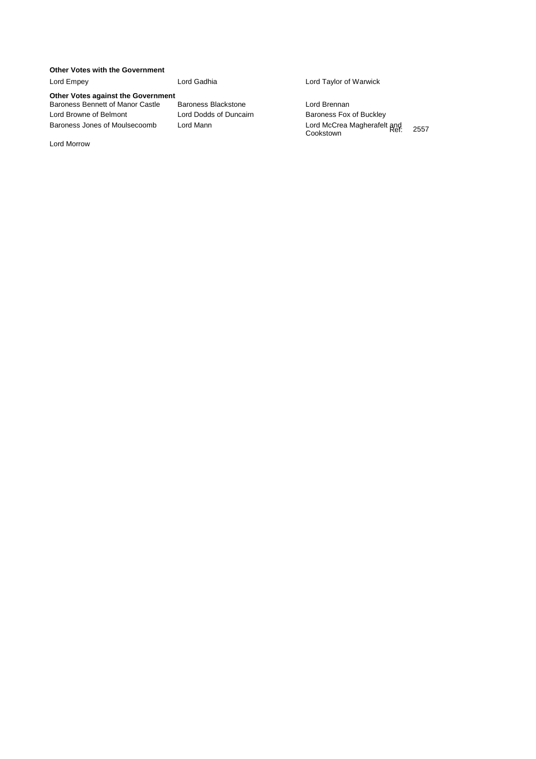**Other Votes with the Government**

Lord Empey, Lord Gadhia, Lord Taylor of Warwick

**Other Votes against the Government**

Baroness Bennett of Manor Castle, Baroness Blackstone, Lord Brennan, Lord Browne of Belmont, Lord Dodds of Duncairn, Baroness Fox of Buckley, Baroness Jones of Moulsecoomb, Lord Mann, Lord McCrea Magherafelt and Cookstown, Lord Morrow

Ref: 2557